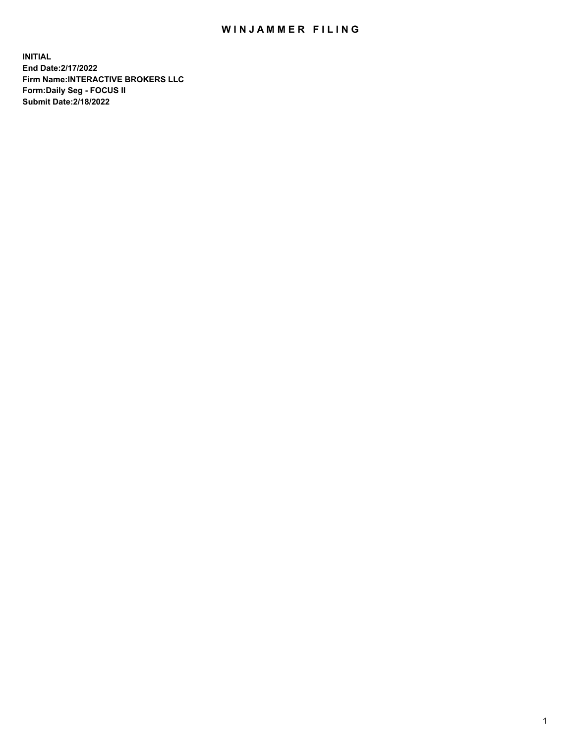# WINJAMMER FILING

**INITIAL**
**End Date:2/17/2022**
**Firm Name:INTERACTIVE BROKERS LLC**
**Form:Daily Seg - FOCUS II**
**Submit Date:2/18/2022**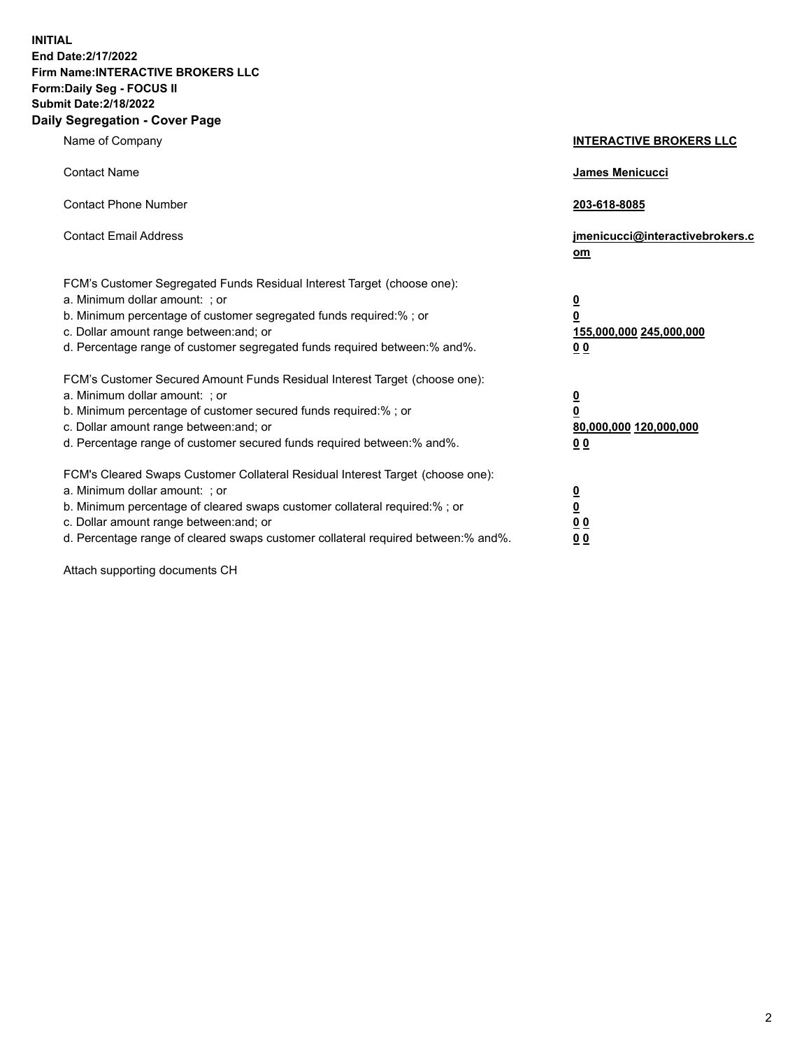**INITIAL**
**End Date:2/17/2022**
**Firm Name:INTERACTIVE BROKERS LLC**
**Form:Daily Seg - FOCUS II**
**Submit Date:2/18/2022**

## Daily Segregation - Cover Page

| | |
|---|---|
| Name of Company | **INTERACTIVE BROKERS LLC** |
| Contact Name | **James Menicucci** |
| Contact Phone Number | **203-618-8085** |
| Contact Email Address | **jmenicucci@interactivebrokers.com** |

FCM's Customer Segregated Funds Residual Interest Target (choose one):

| | |
|---|---|
| a. Minimum dollar amount: ; or | **0** |
| b. Minimum percentage of customer segregated funds required:% ; or | **0** |
| c. Dollar amount range between:and; or | **155,000,000 245,000,000** |
| d. Percentage range of customer segregated funds required between:% and%. | **0 0** |

FCM's Customer Secured Amount Funds Residual Interest Target (choose one):

| | |
|---|---|
| a. Minimum dollar amount: ; or | **0** |
| b. Minimum percentage of customer secured funds required:% ; or | **0** |
| c. Dollar amount range between:and; or | **80,000,000 120,000,000** |
| d. Percentage range of customer secured funds required between:% and%. | **0 0** |

FCM's Cleared Swaps Customer Collateral Residual Interest Target (choose one):

| | |
|---|---|
| a. Minimum dollar amount: ; or | **0** |
| b. Minimum percentage of cleared swaps customer collateral required:% ; or | **0** |
| c. Dollar amount range between:and; or | **0 0** |
| d. Percentage range of cleared swaps customer collateral required between:% and%. | **0 0** |

Attach supporting documents CH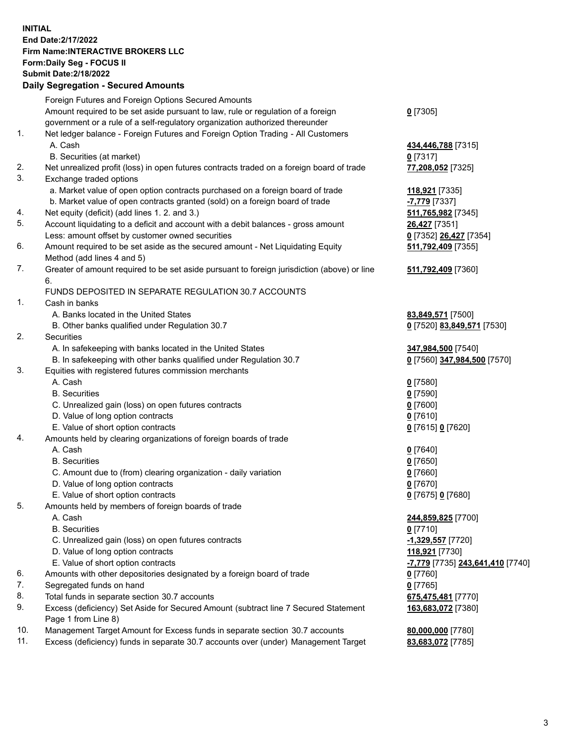**INITIAL**
**End Date:2/17/2022**
**Firm Name:INTERACTIVE BROKERS LLC**
**Form:Daily Seg - FOCUS II**
**Submit Date:2/18/2022**

## Daily Segregation - Secured Amounts

| | | |
|---|---|---|
| | Foreign Futures and Foreign Options Secured Amounts | |
| | Amount required to be set aside pursuant to law, rule or regulation of a foreign government or a rule of a self-regulatory organization authorized thereunder | **0** [7305] |
| 1. | Net ledger balance - Foreign Futures and Foreign Option Trading - All Customers | |
| | A. Cash | **434,446,788** [7315] |
| | B. Securities (at market) | **0** [7317] |
| 2. | Net unrealized profit (loss) in open futures contracts traded on a foreign board of trade | **77,208,052** [7325] |
| 3. | Exchange traded options | |
| | a. Market value of open option contracts purchased on a foreign board of trade | **118,921** [7335] |
| | b. Market value of open contracts granted (sold) on a foreign board of trade | **-7,779** [7337] |
| 4. | Net equity (deficit) (add lines 1. 2. and 3.) | **511,765,982** [7345] |
| 5. | Account liquidating to a deficit and account with a debit balances - gross amount | **26,427** [7351] |
| | Less: amount offset by customer owned securities | **0** [7352] **26,427** [7354] |
| 6. | Amount required to be set aside as the secured amount - Net Liquidating Equity Method (add lines 4 and 5) | **511,792,409** [7355] |
| 7. | Greater of amount required to be set aside pursuant to foreign jurisdiction (above) or line 6. | **511,792,409** [7360] |
| | FUNDS DEPOSITED IN SEPARATE REGULATION 30.7 ACCOUNTS | |
| 1. | Cash in banks | |
| | A. Banks located in the United States | **83,849,571** [7500] |
| | B. Other banks qualified under Regulation 30.7 | **0** [7520] **83,849,571** [7530] |
| 2. | Securities | |
| | A. In safekeeping with banks located in the United States | **347,984,500** [7540] |
| | B. In safekeeping with other banks qualified under Regulation 30.7 | **0** [7560] **347,984,500** [7570] |
| 3. | Equities with registered futures commission merchants | |
| | A. Cash | **0** [7580] |
| | B. Securities | **0** [7590] |
| | C. Unrealized gain (loss) on open futures contracts | **0** [7600] |
| | D. Value of long option contracts | **0** [7610] |
| | E. Value of short option contracts | **0** [7615] **0** [7620] |
| 4. | Amounts held by clearing organizations of foreign boards of trade | |
| | A. Cash | **0** [7640] |
| | B. Securities | **0** [7650] |
| | C. Amount due to (from) clearing organization - daily variation | **0** [7660] |
| | D. Value of long option contracts | **0** [7670] |
| | E. Value of short option contracts | **0** [7675] **0** [7680] |
| 5. | Amounts held by members of foreign boards of trade | |
| | A. Cash | **244,859,825** [7700] |
| | B. Securities | **0** [7710] |
| | C. Unrealized gain (loss) on open futures contracts | **-1,329,557** [7720] |
| | D. Value of long option contracts | **118,921** [7730] |
| | E. Value of short option contracts | **-7,779** [7735] **243,641,410** [7740] |
| 6. | Amounts with other depositories designated by a foreign board of trade | **0** [7760] |
| 7. | Segregated funds on hand | **0** [7765] |
| 8. | Total funds in separate section 30.7 accounts | **675,475,481** [7770] |
| 9. | Excess (deficiency) Set Aside for Secured Amount (subtract line 7 Secured Statement Page 1 from Line 8) | **163,683,072** [7380] |
| 10. | Management Target Amount for Excess funds in separate section 30.7 accounts | **80,000,000** [7780] |
| 11. | Excess (deficiency) funds in separate 30.7 accounts over (under) Management Target | **83,683,072** [7785] |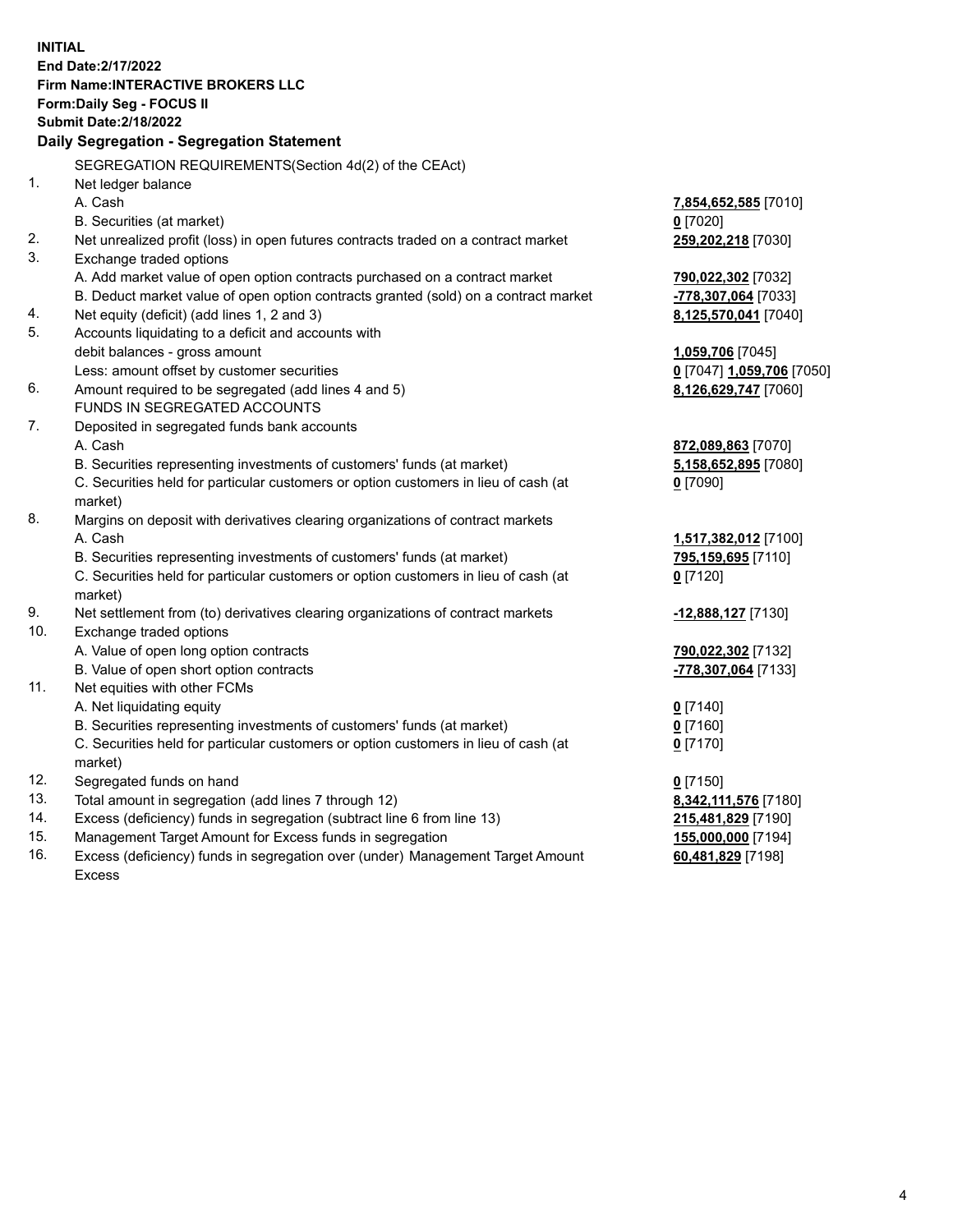**INITIAL**
**End Date:2/17/2022**
**Firm Name:INTERACTIVE BROKERS LLC**
**Form:Daily Seg - FOCUS II**
**Submit Date:2/18/2022**

**Daily Segregation - Segregation Statement**

SEGREGATION REQUIREMENTS(Section 4d(2) of the CEAct)

| | | |
|---|---|---|
| 1. | Net ledger balance | |
| | A. Cash | **7,854,652,585** [7010] |
| | B. Securities (at market) | **0** [7020] |
| 2. | Net unrealized profit (loss) in open futures contracts traded on a contract market | **259,202,218** [7030] |
| 3. | Exchange traded options | |
| | A. Add market value of open option contracts purchased on a contract market | **790,022,302** [7032] |
| | B. Deduct market value of open option contracts granted (sold) on a contract market | **-778,307,064** [7033] |
| 4. | Net equity (deficit) (add lines 1, 2 and 3) | **8,125,570,041** [7040] |
| 5. | Accounts liquidating to a deficit and accounts with debit balances - gross amount | **1,059,706** [7045] |
| | Less: amount offset by customer securities | **0** [7047] **1,059,706** [7050] |
| 6. | Amount required to be segregated (add lines 4 and 5) | **8,126,629,747** [7060] |
| | FUNDS IN SEGREGATED ACCOUNTS | |
| 7. | Deposited in segregated funds bank accounts | |
| | A. Cash | **872,089,863** [7070] |
| | B. Securities representing investments of customers' funds (at market) | **5,158,652,895** [7080] |
| | C. Securities held for particular customers or option customers in lieu of cash (at market) | **0** [7090] |
| 8. | Margins on deposit with derivatives clearing organizations of contract markets | |
| | A. Cash | **1,517,382,012** [7100] |
| | B. Securities representing investments of customers' funds (at market) | **795,159,695** [7110] |
| | C. Securities held for particular customers or option customers in lieu of cash (at market) | **0** [7120] |
| 9. | Net settlement from (to) derivatives clearing organizations of contract markets | **-12,888,127** [7130] |
| 10. | Exchange traded options | |
| | A. Value of open long option contracts | **790,022,302** [7132] |
| | B. Value of open short option contracts | **-778,307,064** [7133] |
| 11. | Net equities with other FCMs | |
| | A. Net liquidating equity | **0** [7140] |
| | B. Securities representing investments of customers' funds (at market) | **0** [7160] |
| | C. Securities held for particular customers or option customers in lieu of cash (at market) | **0** [7170] |
| 12. | Segregated funds on hand | **0** [7150] |
| 13. | Total amount in segregation (add lines 7 through 12) | **8,342,111,576** [7180] |
| 14. | Excess (deficiency) funds in segregation (subtract line 6 from line 13) | **215,481,829** [7190] |
| 15. | Management Target Amount for Excess funds in segregation | **155,000,000** [7194] |
| 16. | Excess (deficiency) funds in segregation over (under) Management Target Amount Excess | **60,481,829** [7198] |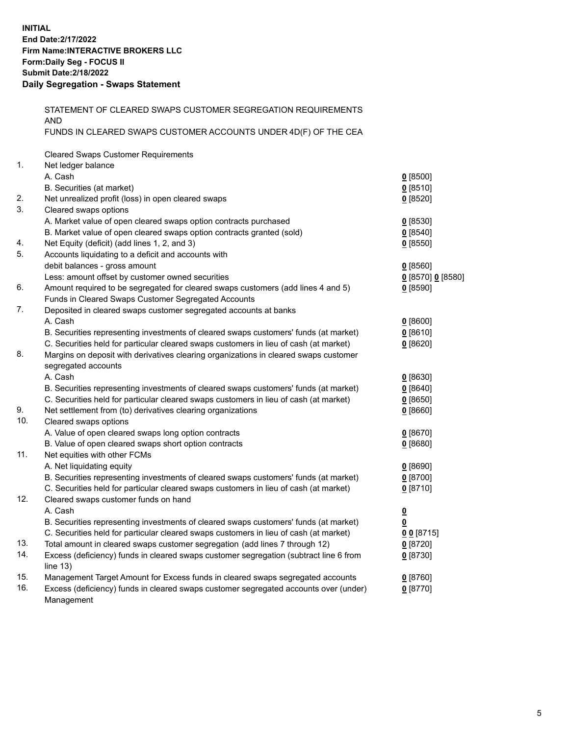**INITIAL**
**End Date:2/17/2022**
**Firm Name:INTERACTIVE BROKERS LLC**
**Form:Daily Seg - FOCUS II**
**Submit Date:2/18/2022**
**Daily Segregation - Swaps Statement**

STATEMENT OF CLEARED SWAPS CUSTOMER SEGREGATION REQUIREMENTS AND
FUNDS IN CLEARED SWAPS CUSTOMER ACCOUNTS UNDER 4D(F) OF THE CEA

| | | |
|---|---|---|
| | Cleared Swaps Customer Requirements | |
| 1. | Net ledger balance | |
| | A. Cash | 0 [8500] |
| | B. Securities (at market) | 0 [8510] |
| 2. | Net unrealized profit (loss) in open cleared swaps | 0 [8520] |
| 3. | Cleared swaps options | |
| | A. Market value of open cleared swaps option contracts purchased | 0 [8530] |
| | B. Market value of open cleared swaps option contracts granted (sold) | 0 [8540] |
| 4. | Net Equity (deficit) (add lines 1, 2, and 3) | 0 [8550] |
| 5. | Accounts liquidating to a deficit and accounts with | |
| | debit balances - gross amount | 0 [8560] |
| | Less: amount offset by customer owned securities | 0 [8570] 0 [8580] |
| 6. | Amount required to be segregated for cleared swaps customers (add lines 4 and 5) | 0 [8590] |
| | Funds in Cleared Swaps Customer Segregated Accounts | |
| 7. | Deposited in cleared swaps customer segregated accounts at banks | |
| | A. Cash | 0 [8600] |
| | B. Securities representing investments of cleared swaps customers' funds (at market) | 0 [8610] |
| | C. Securities held for particular cleared swaps customers in lieu of cash (at market) | 0 [8620] |
| 8. | Margins on deposit with derivatives clearing organizations in cleared swaps customer segregated accounts | |
| | A. Cash | 0 [8630] |
| | B. Securities representing investments of cleared swaps customers' funds (at market) | 0 [8640] |
| | C. Securities held for particular cleared swaps customers in lieu of cash (at market) | 0 [8650] |
| 9. | Net settlement from (to) derivatives clearing organizations | 0 [8660] |
| 10. | Cleared swaps options | |
| | A. Value of open cleared swaps long option contracts | 0 [8670] |
| | B. Value of open cleared swaps short option contracts | 0 [8680] |
| 11. | Net equities with other FCMs | |
| | A. Net liquidating equity | 0 [8690] |
| | B. Securities representing investments of cleared swaps customers' funds (at market) | 0 [8700] |
| | C. Securities held for particular cleared swaps customers in lieu of cash (at market) | 0 [8710] |
| 12. | Cleared swaps customer funds on hand | |
| | A. Cash | 0 |
| | B. Securities representing investments of cleared swaps customers' funds (at market) | 0 |
| | C. Securities held for particular cleared swaps customers in lieu of cash (at market) | 0 0 [8715] |
| 13. | Total amount in cleared swaps customer segregation (add lines 7 through 12) | 0 [8720] |
| 14. | Excess (deficiency) funds in cleared swaps customer segregation (subtract line 6 from line 13) | 0 [8730] |
| 15. | Management Target Amount for Excess funds in cleared swaps segregated accounts | 0 [8760] |
| 16. | Excess (deficiency) funds in cleared swaps customer segregated accounts over (under) Management | 0 [8770] |